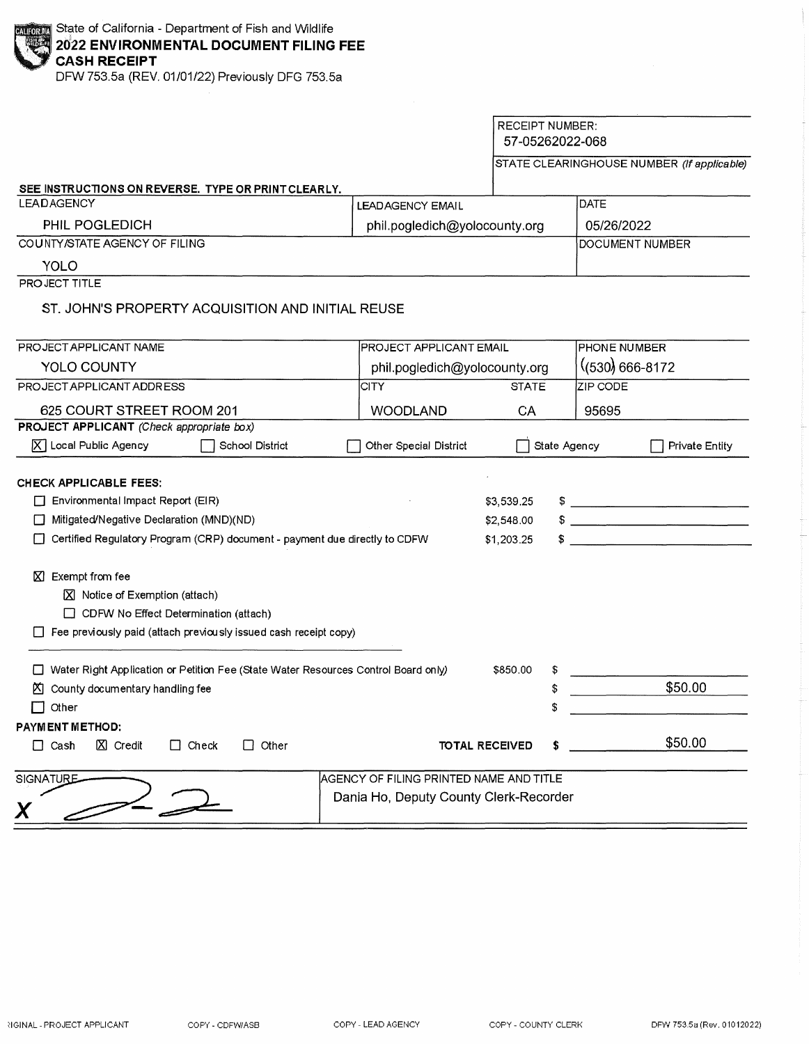State of California - Department of Fish and Wildlife

# 2022 ENVIRONMENTAL DOCUMENT FILING FEE CASH RECEIPT

DFW 753.5a (REV. 01/01/22) Previously DFG 753.5a

| RECEIPT NUMBER: |
|---|
| 57-05262022-068 |
| STATE CLEARINGHOUSE NUMBER *(If applicable)* |
| |

**SEE INSTRUCTIONS ON REVERSE. TYPE OR PRINT CLEARLY.**

| LEAD AGENCY | LEAD AGENCY EMAIL | DATE |
|---|---|---|
| PHIL POGLEDICH | phil.pogledich@yolocounty.org | 05/26/2022 |
| COUNTY/STATE AGENCY OF FILING | | DOCUMENT NUMBER |
| YOLO | | |

PROJECT TITLE

ST. JOHN'S PROPERTY ACQUISITION AND INITIAL REUSE

| PROJECT APPLICANT NAME | PROJECT APPLICANT EMAIL | | PHONE NUMBER |
|---|---|---|---|
| YOLO COUNTY | phil.pogledich@yolocounty.org | | (530) 666-8172 |
| PROJECT APPLICANT ADDRESS | CITY | STATE | ZIP CODE |
| 625 COURT STREET ROOM 201 | WOODLAND | CA | 95695 |

**PROJECT APPLICANT** *(Check appropriate box)*

[X] Local Public Agency [ ] School District [ ] Other Special District [ ] State Agency [ ] Private Entity

**CHECK APPLICABLE FEES:**

| | | |
|---|---|---|
| [ ] Environmental Impact Report (EIR) | $3,539.25 | $ |
| [ ] Mitigated/Negative Declaration (MND)(ND) | $2,548.00 | $ |
| [ ] Certified Regulatory Program (CRP) document - payment due directly to CDFW | $1,203.25 | $ |

[X] Exempt from fee

- [X] Notice of Exemption (attach)
- [ ] CDFW No Effect Determination (attach)

[ ] Fee previously paid (attach previously issued cash receipt copy)

| | | |
|---|---|---|
| [ ] Water Right Application or Petition Fee (State Water Resources Control Board only) | $850.00 | $ |
| [X] County documentary handling fee | | $ $50.00 |
| [ ] Other | | $ |

**PAYMENT METHOD:**

[ ] Cash [X] Credit [ ] Check [ ] Other

**TOTAL RECEIVED** $ $50.00

| SIGNATURE | AGENCY OF FILING PRINTED NAME AND TITLE |
|---|---|
| X | Dania Ho, Deputy County Clerk-Recorder |

ORIGINAL - PROJECT APPLICANT COPY - CDFW/ASB COPY - LEAD AGENCY COPY - COUNTY CLERK DFW 753.5a (Rev. 01012022)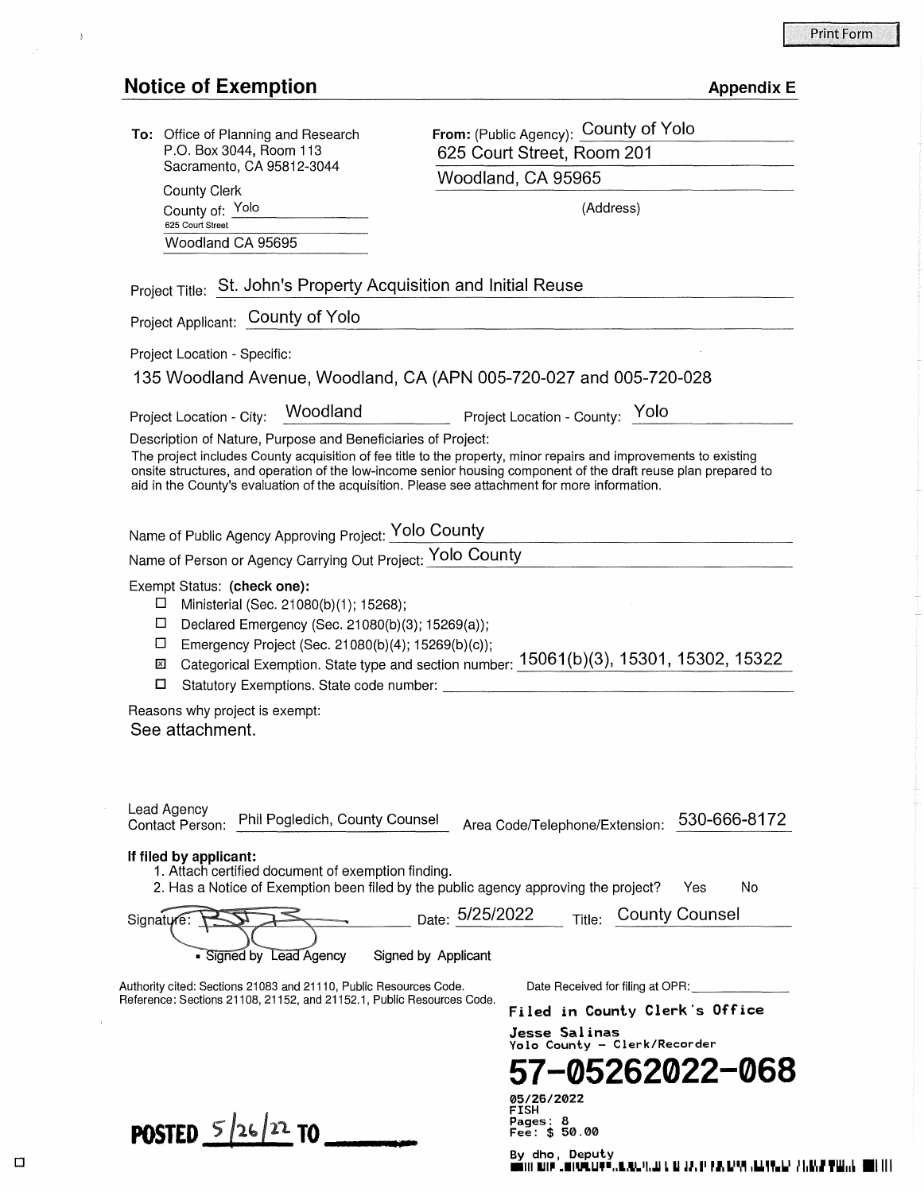Print Form

## Notice of Exemption

**Appendix E**

**To:** Office of Planning and Research
P.O. Box 3044, Room 113
Sacramento, CA 95812-3044

County Clerk
County of: Yolo
625 Court Street
Woodland CA 95695

**From:** (Public Agency): County of Yolo
625 Court Street, Room 201
Woodland, CA 95965
(Address)

Project Title: St. John's Property Acquisition and Initial Reuse

Project Applicant: County of Yolo

Project Location - Specific:

135 Woodland Avenue, Woodland, CA (APN 005-720-027 and 005-720-028

Project Location - City: Woodland    Project Location - County: Yolo

Description of Nature, Purpose and Beneficiaries of Project:

The project includes County acquisition of fee title to the property, minor repairs and improvements to existing onsite structures, and operation of the low-income senior housing component of the draft reuse plan prepared to aid in the County's evaluation of the acquisition. Please see attachment for more information.

Name of Public Agency Approving Project: Yolo County

Name of Person or Agency Carrying Out Project: Yolo County

Exempt Status: **(check one):**

- ☐ Ministerial (Sec. 21080(b)(1); 15268);
- ☐ Declared Emergency (Sec. 21080(b)(3); 15269(a));
- ☐ Emergency Project (Sec. 21080(b)(4); 15269(b)(c));
- ☒ Categorical Exemption. State type and section number: 15061(b)(3), 15301, 15302, 15322
- ☐ Statutory Exemptions. State code number: \_\_\_\_\_\_\_\_\_\_

Reasons why project is exempt:

See attachment.

Lead Agency Contact Person: Phil Pogledich, County Counsel    Area Code/Telephone/Extension: 530-666-8172

**If filed by applicant:**

1. Attach certified document of exemption finding.
2. Has a Notice of Exemption been filed by the public agency approving the project?  Yes  No

Signature: [signature]  Date: 5/25/2022  Title: County Counsel

■ Signed by Lead Agency  Signed by Applicant

Authority cited: Sections 21083 and 21110, Public Resources Code.
Reference: Sections 21108, 21152, and 21152.1, Public Resources Code.

Date Received for filing at OPR: \_\_\_\_\_\_\_\_

**Filed in County Clerk's Office**

**Jesse Salinas**
Yolo County - Clerk/Recorder

**57-05262022-068**

05/26/2022
FISH
Pages: 8
Fee: $ 50.00

By dho, Deputy

**POSTED 5/26/22 TO \_\_\_\_\_\_**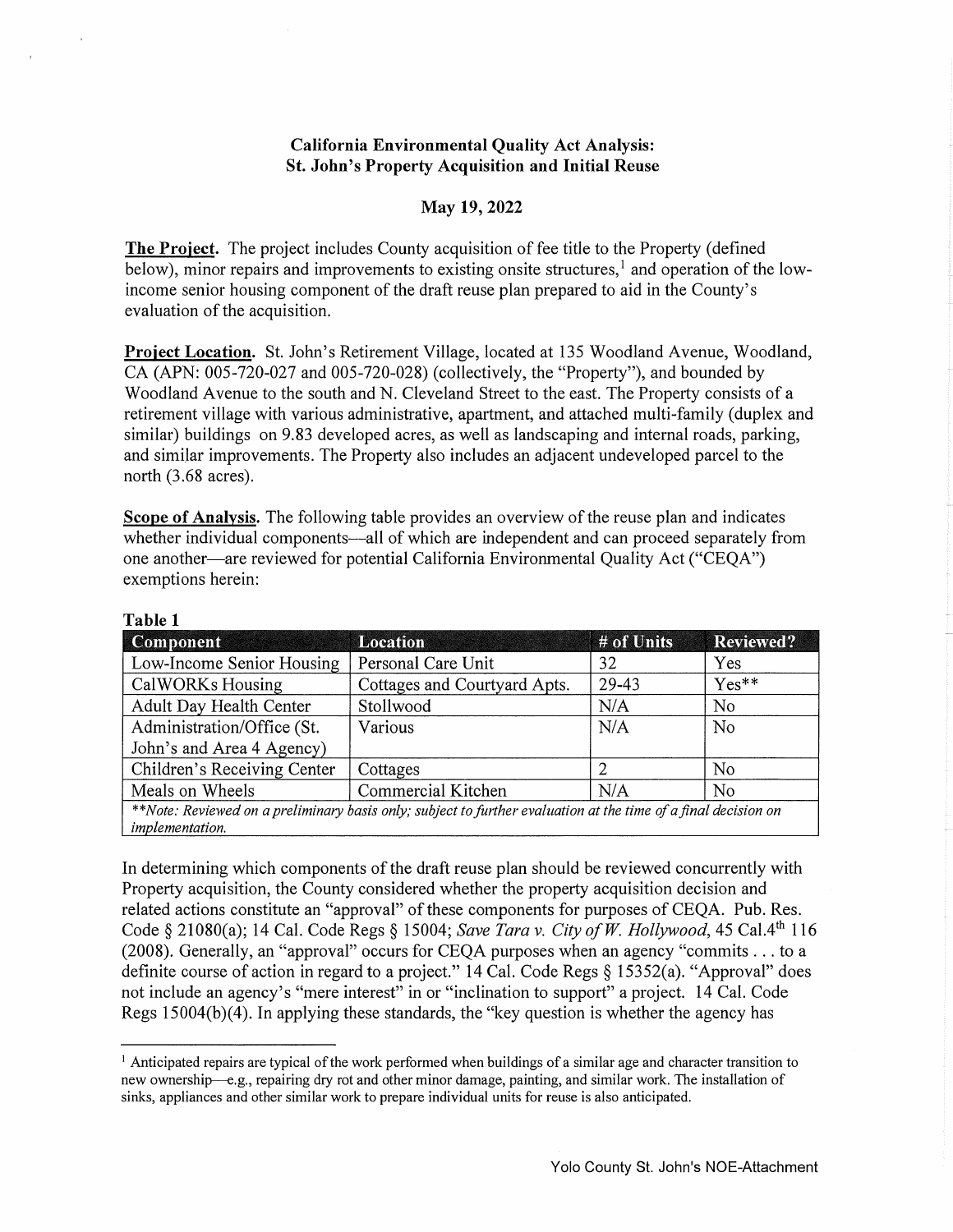**California Environmental Quality Act Analysis:**
**St. John's Property Acquisition and Initial Reuse**

**May 19, 2022**

**The Project.** The project includes County acquisition of fee title to the Property (defined below), minor repairs and improvements to existing onsite structures,[1] and operation of the low-income senior housing component of the draft reuse plan prepared to aid in the County's evaluation of the acquisition.

**Project Location.** St. John's Retirement Village, located at 135 Woodland Avenue, Woodland, CA (APN: 005-720-027 and 005-720-028) (collectively, the "Property"), and bounded by Woodland Avenue to the south and N. Cleveland Street to the east. The Property consists of a retirement village with various administrative, apartment, and attached multi-family (duplex and similar) buildings on 9.83 developed acres, as well as landscaping and internal roads, parking, and similar improvements. The Property also includes an adjacent undeveloped parcel to the north (3.68 acres).

**Scope of Analysis.** The following table provides an overview of the reuse plan and indicates whether individual components—all of which are independent and can proceed separately from one another—are reviewed for potential California Environmental Quality Act ("CEQA") exemptions herein:

**Table 1**

| Component | Location | # of Units | Reviewed? |
|---|---|---|---|
| Low-Income Senior Housing | Personal Care Unit | 32 | Yes |
| CalWORKs Housing | Cottages and Courtyard Apts. | 29-43 | Yes** |
| Adult Day Health Center | Stollwood | N/A | No |
| Administration/Office (St. John's and Area 4 Agency) | Various | N/A | No |
| Children's Receiving Center | Cottages | 2 | No |
| Meals on Wheels | Commercial Kitchen | N/A | No |
| ***Note: Reviewed on a preliminary basis only; subject to further evaluation at the time of a final decision on implementation.* | | | |

In determining which components of the draft reuse plan should be reviewed concurrently with Property acquisition, the County considered whether the property acquisition decision and related actions constitute an "approval" of these components for purposes of CEQA. Pub. Res. Code § 21080(a); 14 Cal. Code Regs § 15004; *Save Tara v. City of W. Hollywood*, 45 Cal.4th 116 (2008). Generally, an "approval" occurs for CEQA purposes when an agency "commits . . . to a definite course of action in regard to a project." 14 Cal. Code Regs § 15352(a). "Approval" does not include an agency's "mere interest" in or "inclination to support" a project. 14 Cal. Code Regs 15004(b)(4). In applying these standards, the "key question is whether the agency has

[1] Anticipated repairs are typical of the work performed when buildings of a similar age and character transition to new ownership—e.g., repairing dry rot and other minor damage, painting, and similar work. The installation of sinks, appliances and other similar work to prepare individual units for reuse is also anticipated.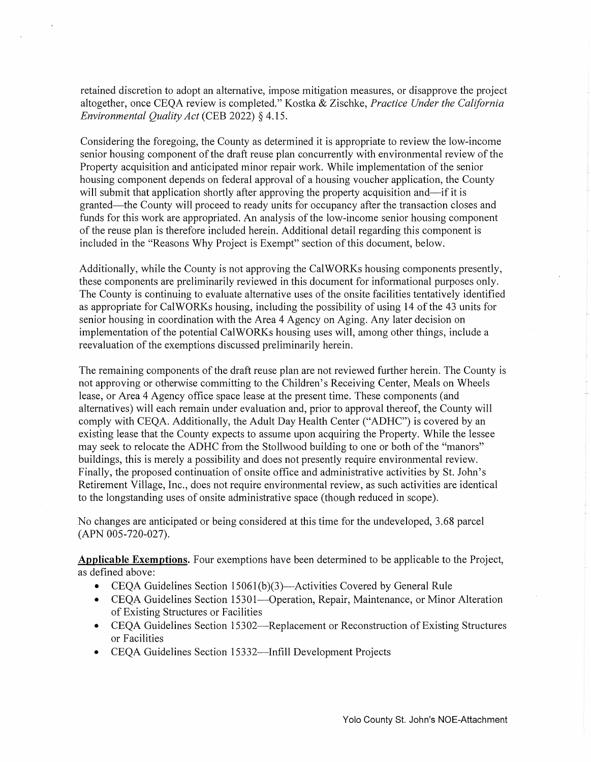retained discretion to adopt an alternative, impose mitigation measures, or disapprove the project altogether, once CEQA review is completed." Kostka & Zischke, *Practice Under the California Environmental Quality Act* (CEB 2022) § 4.15.

Considering the foregoing, the County as determined it is appropriate to review the low-income senior housing component of the draft reuse plan concurrently with environmental review of the Property acquisition and anticipated minor repair work. While implementation of the senior housing component depends on federal approval of a housing voucher application, the County will submit that application shortly after approving the property acquisition and—if it is granted—the County will proceed to ready units for occupancy after the transaction closes and funds for this work are appropriated. An analysis of the low-income senior housing component of the reuse plan is therefore included herein. Additional detail regarding this component is included in the "Reasons Why Project is Exempt" section of this document, below.

Additionally, while the County is not approving the CalWORKs housing components presently, these components are preliminarily reviewed in this document for informational purposes only. The County is continuing to evaluate alternative uses of the onsite facilities tentatively identified as appropriate for CalWORKs housing, including the possibility of using 14 of the 43 units for senior housing in coordination with the Area 4 Agency on Aging. Any later decision on implementation of the potential CalWORKs housing uses will, among other things, include a reevaluation of the exemptions discussed preliminarily herein.

The remaining components of the draft reuse plan are not reviewed further herein. The County is not approving or otherwise committing to the Children's Receiving Center, Meals on Wheels lease, or Area 4 Agency office space lease at the present time. These components (and alternatives) will each remain under evaluation and, prior to approval thereof, the County will comply with CEQA. Additionally, the Adult Day Health Center ("ADHC") is covered by an existing lease that the County expects to assume upon acquiring the Property. While the lessee may seek to relocate the ADHC from the Stollwood building to one or both of the "manors" buildings, this is merely a possibility and does not presently require environmental review. Finally, the proposed continuation of onsite office and administrative activities by St. John's Retirement Village, Inc., does not require environmental review, as such activities are identical to the longstanding uses of onsite administrative space (though reduced in scope).

No changes are anticipated or being considered at this time for the undeveloped, 3.68 parcel (APN 005-720-027).

**Applicable Exemptions.** Four exemptions have been determined to be applicable to the Project, as defined above:

- CEQA Guidelines Section 15061(b)(3)—Activities Covered by General Rule
- CEQA Guidelines Section 15301—Operation, Repair, Maintenance, or Minor Alteration of Existing Structures or Facilities
- CEQA Guidelines Section 15302—Replacement or Reconstruction of Existing Structures or Facilities
- CEQA Guidelines Section 15332—Infill Development Projects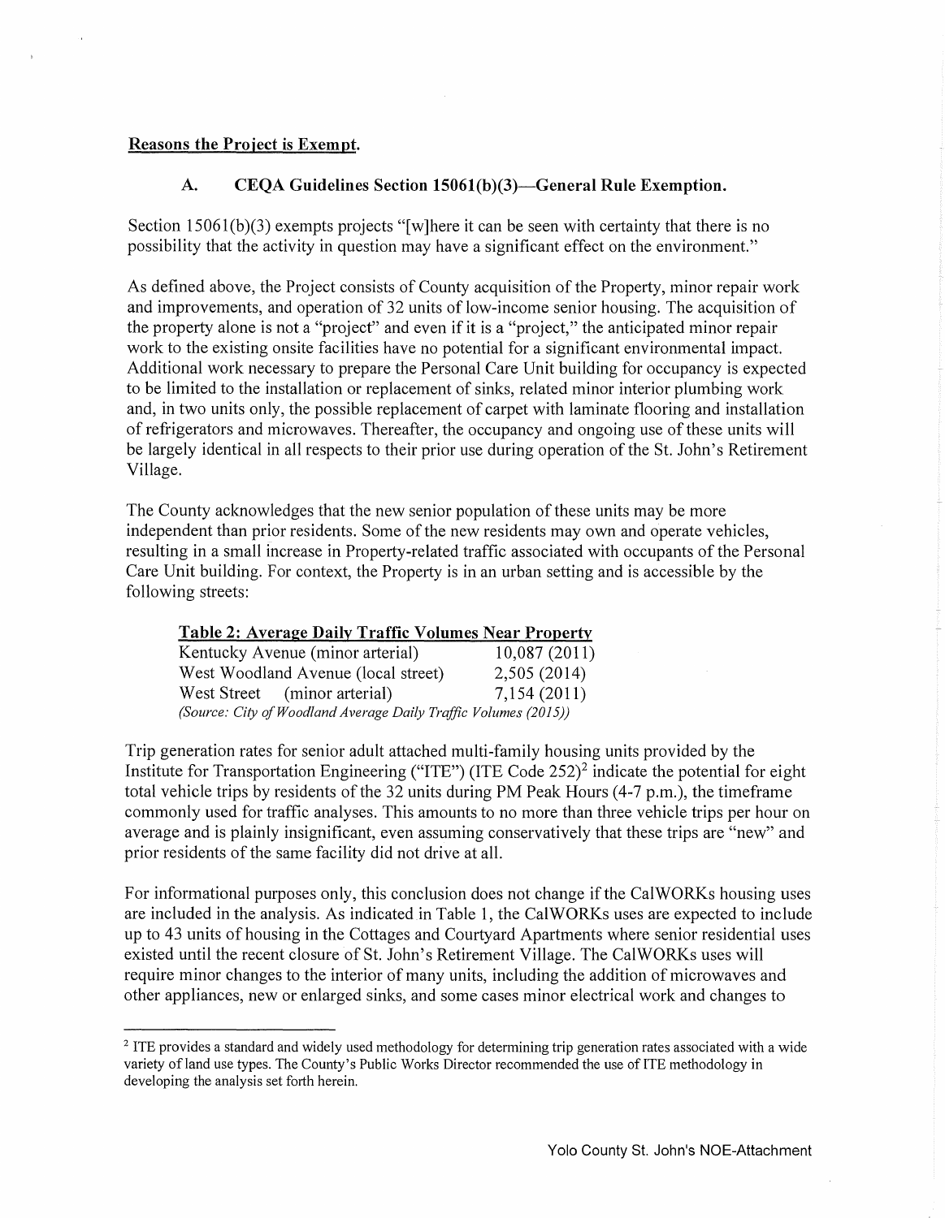## Reasons the Project is Exempt.

### A. CEQA Guidelines Section 15061(b)(3)—General Rule Exemption.

Section 15061(b)(3) exempts projects "[w]here it can be seen with certainty that there is no possibility that the activity in question may have a significant effect on the environment."

As defined above, the Project consists of County acquisition of the Property, minor repair work and improvements, and operation of 32 units of low-income senior housing. The acquisition of the property alone is not a "project" and even if it is a "project," the anticipated minor repair work to the existing onsite facilities have no potential for a significant environmental impact. Additional work necessary to prepare the Personal Care Unit building for occupancy is expected to be limited to the installation or replacement of sinks, related minor interior plumbing work and, in two units only, the possible replacement of carpet with laminate flooring and installation of refrigerators and microwaves. Thereafter, the occupancy and ongoing use of these units will be largely identical in all respects to their prior use during operation of the St. John's Retirement Village.

The County acknowledges that the new senior population of these units may be more independent than prior residents. Some of the new residents may own and operate vehicles, resulting in a small increase in Property-related traffic associated with occupants of the Personal Care Unit building. For context, the Property is in an urban setting and is accessible by the following streets:

**Table 2: Average Daily Traffic Volumes Near Property**

| Street | Average Daily Traffic |
|---|---|
| Kentucky Avenue (minor arterial) | 10,087 (2011) |
| West Woodland Avenue (local street) | 2,505 (2014) |
| West Street (minor arterial) | 7,154 (2011) |

*(Source: City of Woodland Average Daily Traffic Volumes (2015))*

Trip generation rates for senior adult attached multi-family housing units provided by the Institute for Transportation Engineering ("ITE") (ITE Code 252)[2] indicate the potential for eight total vehicle trips by residents of the 32 units during PM Peak Hours (4-7 p.m.), the timeframe commonly used for traffic analyses. This amounts to no more than three vehicle trips per hour on average and is plainly insignificant, even assuming conservatively that these trips are "new" and prior residents of the same facility did not drive at all.

For informational purposes only, this conclusion does not change if the CalWORKs housing uses are included in the analysis. As indicated in Table 1, the CalWORKs uses are expected to include up to 43 units of housing in the Cottages and Courtyard Apartments where senior residential uses existed until the recent closure of St. John's Retirement Village. The CalWORKs uses will require minor changes to the interior of many units, including the addition of microwaves and other appliances, new or enlarged sinks, and some cases minor electrical work and changes to

---

[2] ITE provides a standard and widely used methodology for determining trip generation rates associated with a wide variety of land use types. The County's Public Works Director recommended the use of ITE methodology in developing the analysis set forth herein.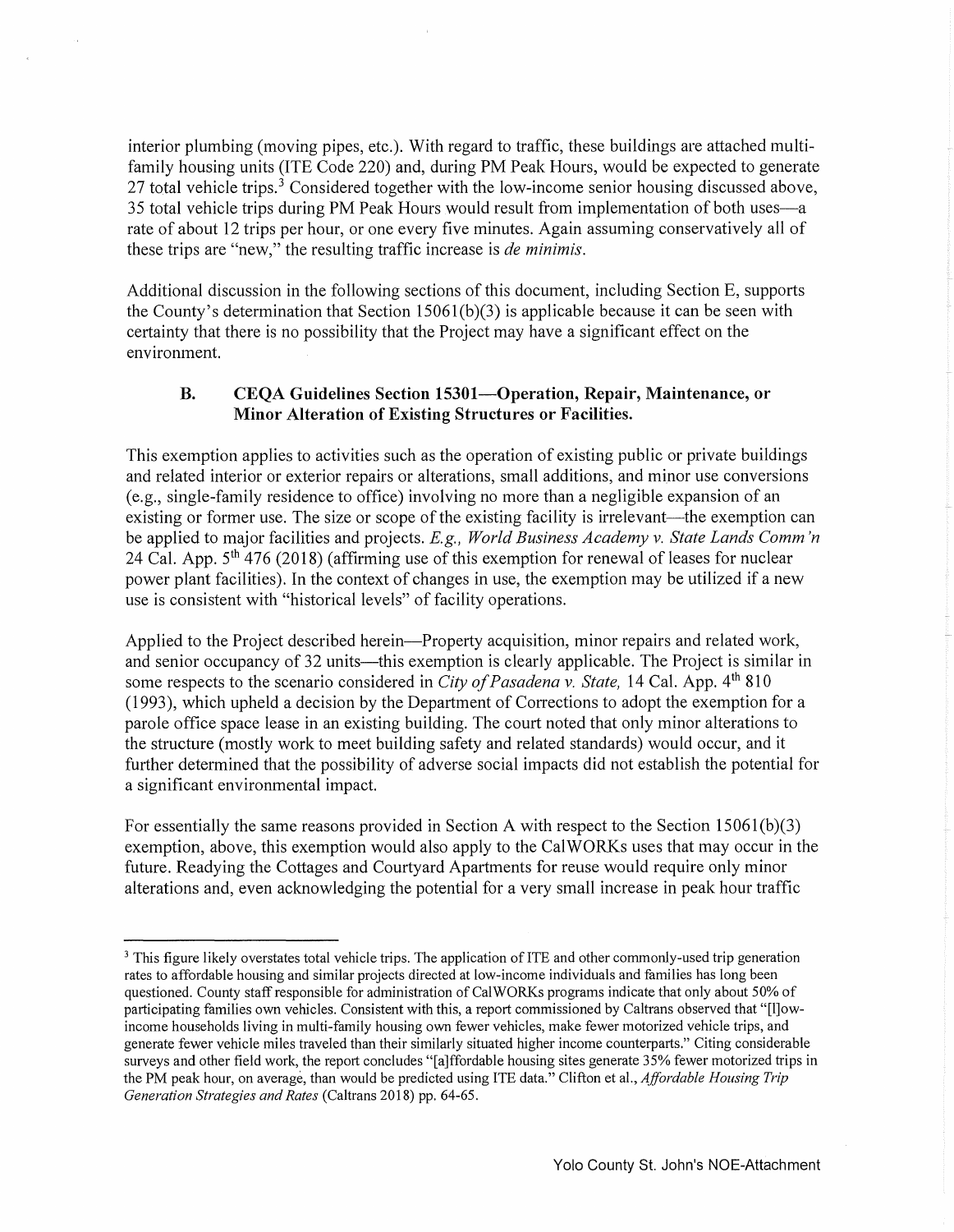interior plumbing (moving pipes, etc.). With regard to traffic, these buildings are attached multi-family housing units (ITE Code 220) and, during PM Peak Hours, would be expected to generate 27 total vehicle trips.[3] Considered together with the low-income senior housing discussed above, 35 total vehicle trips during PM Peak Hours would result from implementation of both uses—a rate of about 12 trips per hour, or one every five minutes. Again assuming conservatively all of these trips are "new," the resulting traffic increase is *de minimis*.

Additional discussion in the following sections of this document, including Section E, supports the County's determination that Section 15061(b)(3) is applicable because it can be seen with certainty that there is no possibility that the Project may have a significant effect on the environment.

### B. CEQA Guidelines Section 15301—Operation, Repair, Maintenance, or Minor Alteration of Existing Structures or Facilities.

This exemption applies to activities such as the operation of existing public or private buildings and related interior or exterior repairs or alterations, small additions, and minor use conversions (e.g., single-family residence to office) involving no more than a negligible expansion of an existing or former use. The size or scope of the existing facility is irrelevant—the exemption can be applied to major facilities and projects. *E.g., World Business Academy v. State Lands Comm'n* 24 Cal. App. 5th 476 (2018) (affirming use of this exemption for renewal of leases for nuclear power plant facilities). In the context of changes in use, the exemption may be utilized if a new use is consistent with "historical levels" of facility operations.

Applied to the Project described herein—Property acquisition, minor repairs and related work, and senior occupancy of 32 units—this exemption is clearly applicable. The Project is similar in some respects to the scenario considered in *City of Pasadena v. State,* 14 Cal. App. 4th 810 (1993), which upheld a decision by the Department of Corrections to adopt the exemption for a parole office space lease in an existing building. The court noted that only minor alterations to the structure (mostly work to meet building safety and related standards) would occur, and it further determined that the possibility of adverse social impacts did not establish the potential for a significant environmental impact.

For essentially the same reasons provided in Section A with respect to the Section 15061(b)(3) exemption, above, this exemption would also apply to the CalWORKs uses that may occur in the future. Readying the Cottages and Courtyard Apartments for reuse would require only minor alterations and, even acknowledging the potential for a very small increase in peak hour traffic

---

[3] This figure likely overstates total vehicle trips. The application of ITE and other commonly-used trip generation rates to affordable housing and similar projects directed at low-income individuals and families has long been questioned. County staff responsible for administration of CalWORKs programs indicate that only about 50% of participating families own vehicles. Consistent with this, a report commissioned by Caltrans observed that "[l]ow-income households living in multi-family housing own fewer vehicles, make fewer motorized vehicle trips, and generate fewer vehicle miles traveled than their similarly situated higher income counterparts." Citing considerable surveys and other field work, the report concludes "[a]ffordable housing sites generate 35% fewer motorized trips in the PM peak hour, on average, than would be predicted using ITE data." Clifton et al., *Affordable Housing Trip Generation Strategies and Rates* (Caltrans 2018) pp. 64-65.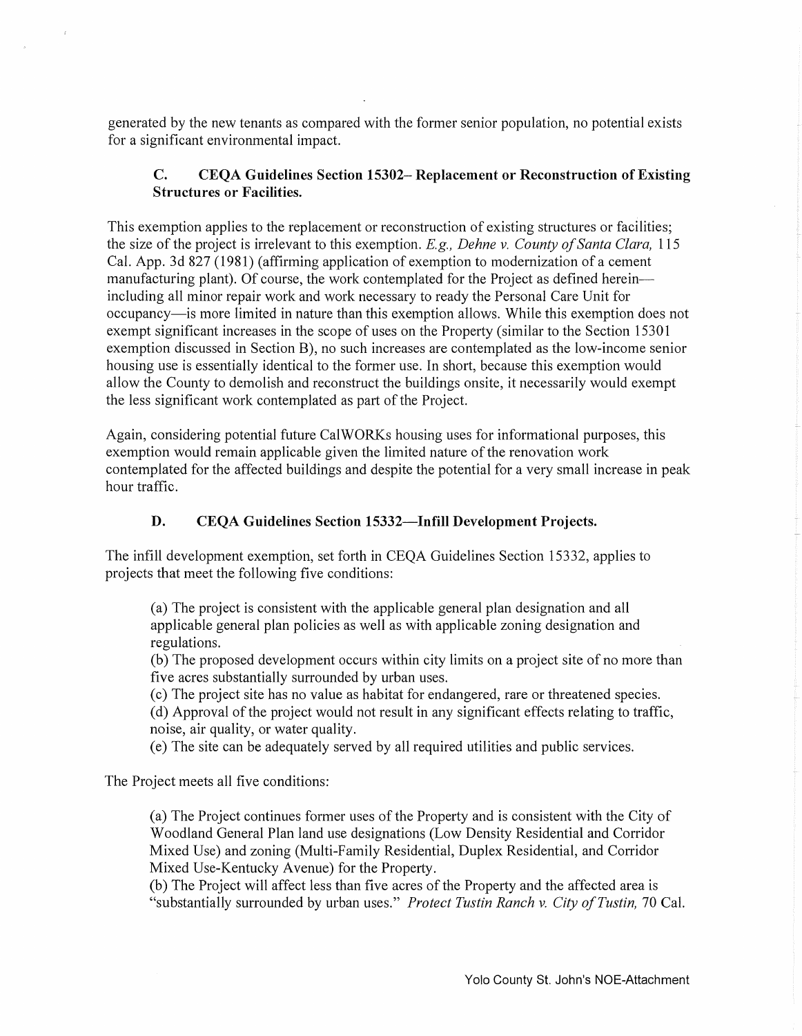generated by the new tenants as compared with the former senior population, no potential exists for a significant environmental impact.

### C. CEQA Guidelines Section 15302– Replacement or Reconstruction of Existing Structures or Facilities.

This exemption applies to the replacement or reconstruction of existing structures or facilities; the size of the project is irrelevant to this exemption. *E.g., Dehne v. County of Santa Clara,* 115 Cal. App. 3d 827 (1981) (affirming application of exemption to modernization of a cement manufacturing plant). Of course, the work contemplated for the Project as defined herein—including all minor repair work and work necessary to ready the Personal Care Unit for occupancy—is more limited in nature than this exemption allows. While this exemption does not exempt significant increases in the scope of uses on the Property (similar to the Section 15301 exemption discussed in Section B), no such increases are contemplated as the low-income senior housing use is essentially identical to the former use. In short, because this exemption would allow the County to demolish and reconstruct the buildings onsite, it necessarily would exempt the less significant work contemplated as part of the Project.

Again, considering potential future CalWORKs housing uses for informational purposes, this exemption would remain applicable given the limited nature of the renovation work contemplated for the affected buildings and despite the potential for a very small increase in peak hour traffic.

### D. CEQA Guidelines Section 15332—Infill Development Projects.

The infill development exemption, set forth in CEQA Guidelines Section 15332, applies to projects that meet the following five conditions:

> (a) The project is consistent with the applicable general plan designation and all applicable general plan policies as well as with applicable zoning designation and regulations.
> (b) The proposed development occurs within city limits on a project site of no more than five acres substantially surrounded by urban uses.
> (c) The project site has no value as habitat for endangered, rare or threatened species.
> (d) Approval of the project would not result in any significant effects relating to traffic, noise, air quality, or water quality.
> (e) The site can be adequately served by all required utilities and public services.

The Project meets all five conditions:

> (a) The Project continues former uses of the Property and is consistent with the City of Woodland General Plan land use designations (Low Density Residential and Corridor Mixed Use) and zoning (Multi-Family Residential, Duplex Residential, and Corridor Mixed Use-Kentucky Avenue) for the Property.
> (b) The Project will affect less than five acres of the Property and the affected area is "substantially surrounded by urban uses." *Protect Tustin Ranch v. City of Tustin,* 70 Cal.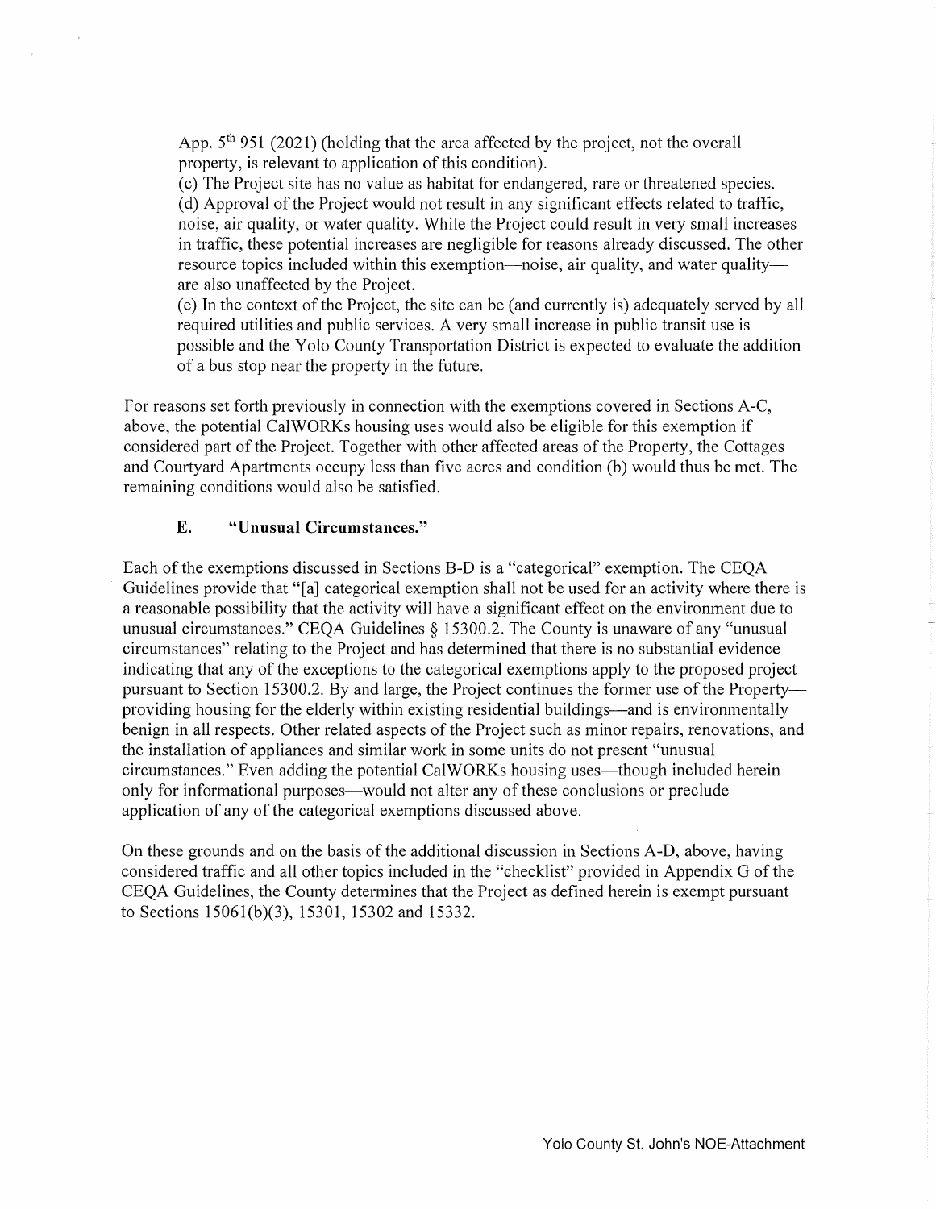App. 5th 951 (2021) (holding that the area affected by the project, not the overall property, is relevant to application of this condition).
(c) The Project site has no value as habitat for endangered, rare or threatened species.
(d) Approval of the Project would not result in any significant effects related to traffic, noise, air quality, or water quality. While the Project could result in very small increases in traffic, these potential increases are negligible for reasons already discussed. The other resource topics included within this exemption—noise, air quality, and water quality—are also unaffected by the Project.
(e) In the context of the Project, the site can be (and currently is) adequately served by all required utilities and public services. A very small increase in public transit use is possible and the Yolo County Transportation District is expected to evaluate the addition of a bus stop near the property in the future.

For reasons set forth previously in connection with the exemptions covered in Sections A-C, above, the potential CalWORKs housing uses would also be eligible for this exemption if considered part of the Project. Together with other affected areas of the Property, the Cottages and Courtyard Apartments occupy less than five acres and condition (b) would thus be met. The remaining conditions would also be satisfied.

### E. "Unusual Circumstances."

Each of the exemptions discussed in Sections B-D is a "categorical" exemption. The CEQA Guidelines provide that "[a] categorical exemption shall not be used for an activity where there is a reasonable possibility that the activity will have a significant effect on the environment due to unusual circumstances." CEQA Guidelines § 15300.2. The County is unaware of any "unusual circumstances" relating to the Project and has determined that there is no substantial evidence indicating that any of the exceptions to the categorical exemptions apply to the proposed project pursuant to Section 15300.2. By and large, the Project continues the former use of the Property—providing housing for the elderly within existing residential buildings—and is environmentally benign in all respects. Other related aspects of the Project such as minor repairs, renovations, and the installation of appliances and similar work in some units do not present "unusual circumstances." Even adding the potential CalWORKs housing uses—though included herein only for informational purposes—would not alter any of these conclusions or preclude application of any of the categorical exemptions discussed above.

On these grounds and on the basis of the additional discussion in Sections A-D, above, having considered traffic and all other topics included in the "checklist" provided in Appendix G of the CEQA Guidelines, the County determines that the Project as defined herein is exempt pursuant to Sections 15061(b)(3), 15301, 15302 and 15332.